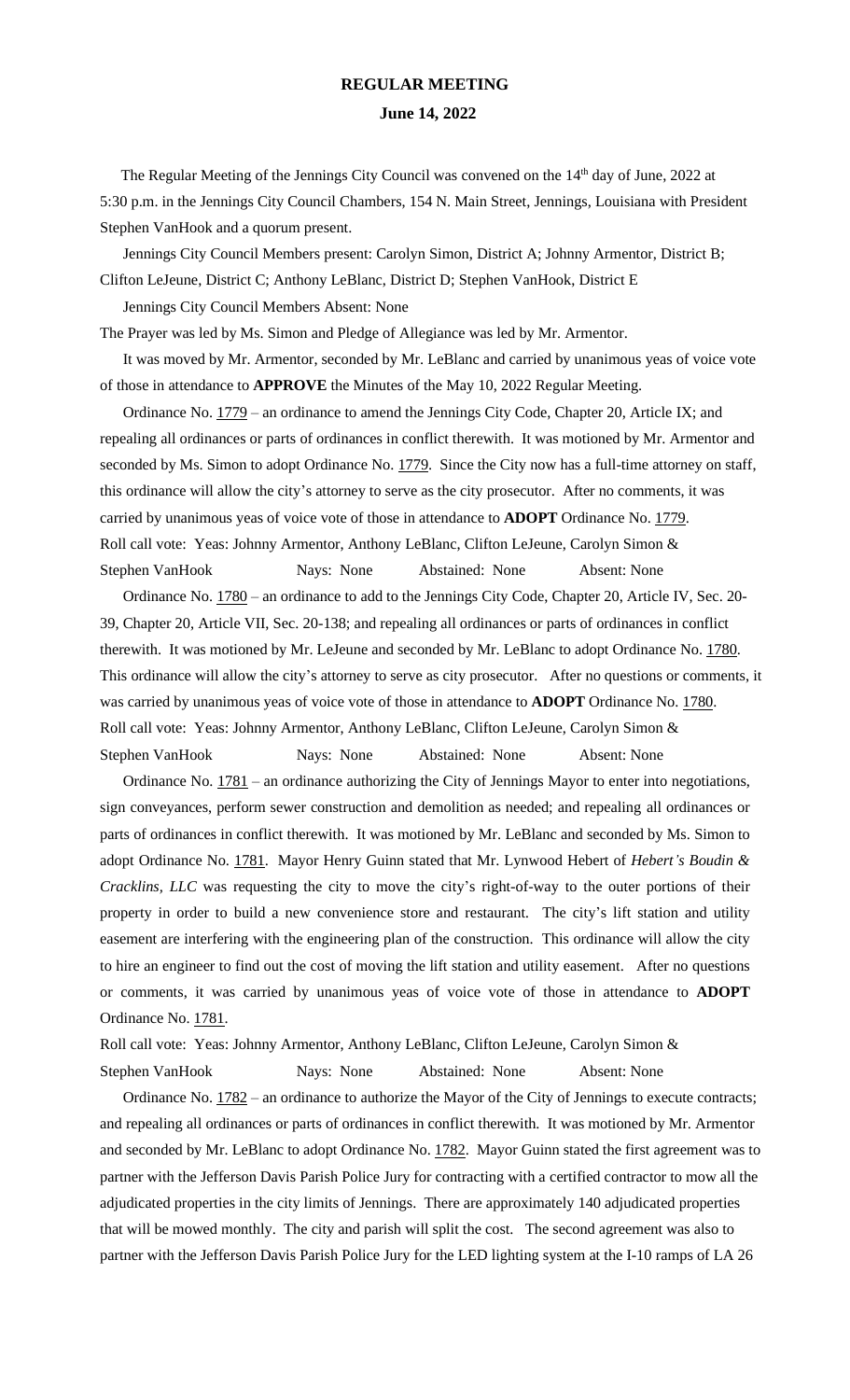# REGULAR MEETING

## June 14, 2022

The Regular Meeting of the Jennings City Council was convened on the 14th day of June, 2022 at 5:30 p.m. in the Jennings City Council Chambers, 154 N. Main Street, Jennings, Louisiana with President Stephen VanHook and a quorum present.

Jennings City Council Members present: Carolyn Simon, District A; Johnny Armentor, District B; Clifton LeJeune, District C; Anthony LeBlanc, District D; Stephen VanHook, District E

Jennings City Council Members Absent: None

The Prayer was led by Ms. Simon and Pledge of Allegiance was led by Mr. Armentor.

It was moved by Mr. Armentor, seconded by Mr. LeBlanc and carried by unanimous yeas of voice vote of those in attendance to **APPROVE** the Minutes of the May 10, 2022 Regular Meeting.

Ordinance No. 1779 – an ordinance to amend the Jennings City Code, Chapter 20, Article IX; and repealing all ordinances or parts of ordinances in conflict therewith. It was motioned by Mr. Armentor and seconded by Ms. Simon to adopt Ordinance No. 1779. Since the City now has a full-time attorney on staff, this ordinance will allow the city's attorney to serve as the city prosecutor. After no comments, it was carried by unanimous yeas of voice vote of those in attendance to **ADOPT** Ordinance No. 1779.
Roll call vote: Yeas: Johnny Armentor, Anthony LeBlanc, Clifton LeJeune, Carolyn Simon & Stephen VanHook Nays: None Abstained: None Absent: None

Ordinance No. 1780 – an ordinance to add to the Jennings City Code, Chapter 20, Article IV, Sec. 20-39, Chapter 20, Article VII, Sec. 20-138; and repealing all ordinances or parts of ordinances in conflict therewith. It was motioned by Mr. LeJeune and seconded by Mr. LeBlanc to adopt Ordinance No. 1780. This ordinance will allow the city's attorney to serve as city prosecutor. After no questions or comments, it was carried by unanimous yeas of voice vote of those in attendance to **ADOPT** Ordinance No. 1780.
Roll call vote: Yeas: Johnny Armentor, Anthony LeBlanc, Clifton LeJeune, Carolyn Simon & Stephen VanHook Nays: None Abstained: None Absent: None

Ordinance No. 1781 – an ordinance authorizing the City of Jennings Mayor to enter into negotiations, sign conveyances, perform sewer construction and demolition as needed; and repealing all ordinances or parts of ordinances in conflict therewith. It was motioned by Mr. LeBlanc and seconded by Ms. Simon to adopt Ordinance No. 1781. Mayor Henry Guinn stated that Mr. Lynwood Hebert of *Hebert's Boudin & Cracklins, LLC* was requesting the city to move the city's right-of-way to the outer portions of their property in order to build a new convenience store and restaurant. The city's lift station and utility easement are interfering with the engineering plan of the construction. This ordinance will allow the city to hire an engineer to find out the cost of moving the lift station and utility easement. After no questions or comments, it was carried by unanimous yeas of voice vote of those in attendance to **ADOPT** Ordinance No. 1781.

Roll call vote: Yeas: Johnny Armentor, Anthony LeBlanc, Clifton LeJeune, Carolyn Simon & Stephen VanHook Nays: None Abstained: None Absent: None

Ordinance No. 1782 – an ordinance to authorize the Mayor of the City of Jennings to execute contracts; and repealing all ordinances or parts of ordinances in conflict therewith. It was motioned by Mr. Armentor and seconded by Mr. LeBlanc to adopt Ordinance No. 1782. Mayor Guinn stated the first agreement was to partner with the Jefferson Davis Parish Police Jury for contracting with a certified contractor to mow all the adjudicated properties in the city limits of Jennings. There are approximately 140 adjudicated properties that will be mowed monthly. The city and parish will split the cost. The second agreement was also to partner with the Jefferson Davis Parish Police Jury for the LED lighting system at the I-10 ramps of LA 26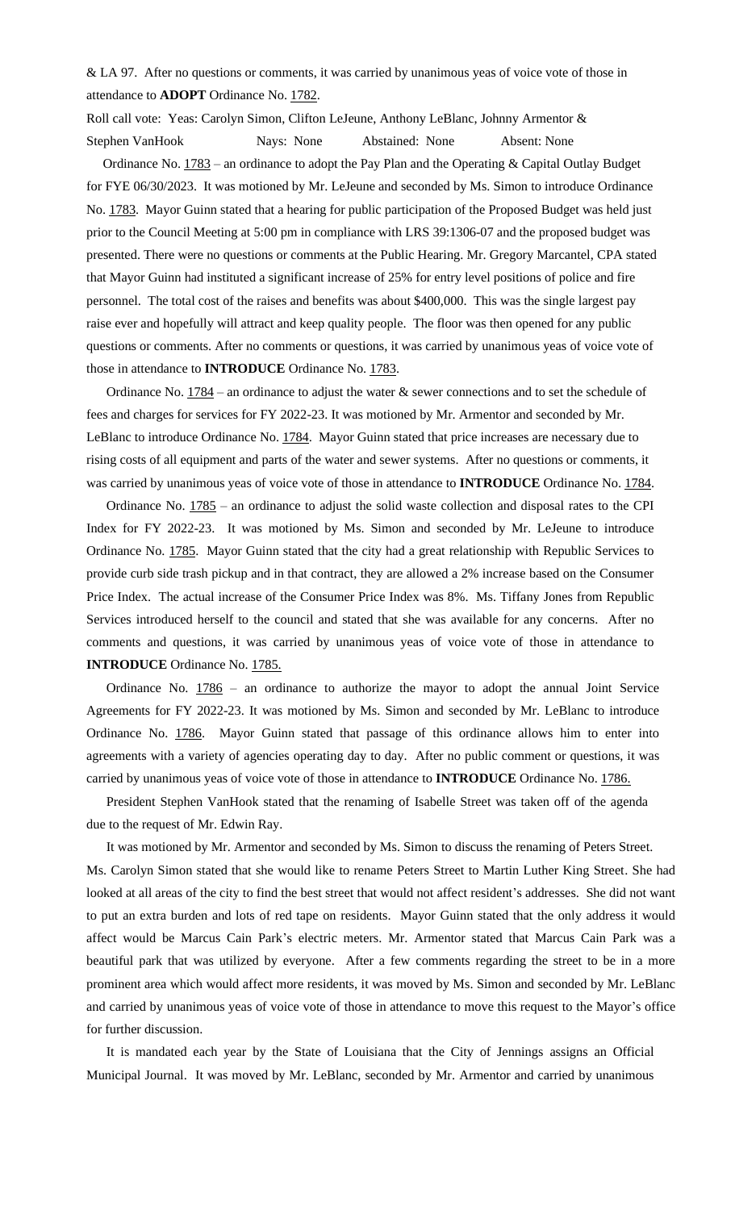& LA 97. After no questions or comments, it was carried by unanimous yeas of voice vote of those in attendance to **ADOPT** Ordinance No. 1782.

Roll call vote: Yeas: Carolyn Simon, Clifton LeJeune, Anthony LeBlanc, Johnny Armentor & Stephen VanHook Nays: None Abstained: None Absent: None

Ordinance No. 1783 – an ordinance to adopt the Pay Plan and the Operating & Capital Outlay Budget for FYE 06/30/2023. It was motioned by Mr. LeJeune and seconded by Ms. Simon to introduce Ordinance No. 1783. Mayor Guinn stated that a hearing for public participation of the Proposed Budget was held just prior to the Council Meeting at 5:00 pm in compliance with LRS 39:1306-07 and the proposed budget was presented. There were no questions or comments at the Public Hearing. Mr. Gregory Marcantel, CPA stated that Mayor Guinn had instituted a significant increase of 25% for entry level positions of police and fire personnel. The total cost of the raises and benefits was about $400,000. This was the single largest pay raise ever and hopefully will attract and keep quality people. The floor was then opened for any public questions or comments. After no comments or questions, it was carried by unanimous yeas of voice vote of those in attendance to **INTRODUCE** Ordinance No. 1783.

Ordinance No. 1784 – an ordinance to adjust the water & sewer connections and to set the schedule of fees and charges for services for FY 2022-23. It was motioned by Mr. Armentor and seconded by Mr. LeBlanc to introduce Ordinance No. 1784. Mayor Guinn stated that price increases are necessary due to rising costs of all equipment and parts of the water and sewer systems. After no questions or comments, it was carried by unanimous yeas of voice vote of those in attendance to **INTRODUCE** Ordinance No. 1784.

Ordinance No. 1785 – an ordinance to adjust the solid waste collection and disposal rates to the CPI Index for FY 2022-23. It was motioned by Ms. Simon and seconded by Mr. LeJeune to introduce Ordinance No. 1785. Mayor Guinn stated that the city had a great relationship with Republic Services to provide curb side trash pickup and in that contract, they are allowed a 2% increase based on the Consumer Price Index. The actual increase of the Consumer Price Index was 8%. Ms. Tiffany Jones from Republic Services introduced herself to the council and stated that she was available for any concerns. After no comments and questions, it was carried by unanimous yeas of voice vote of those in attendance to **INTRODUCE** Ordinance No. 1785.

Ordinance No. 1786 – an ordinance to authorize the mayor to adopt the annual Joint Service Agreements for FY 2022-23. It was motioned by Ms. Simon and seconded by Mr. LeBlanc to introduce Ordinance No. 1786. Mayor Guinn stated that passage of this ordinance allows him to enter into agreements with a variety of agencies operating day to day. After no public comment or questions, it was carried by unanimous yeas of voice vote of those in attendance to **INTRODUCE** Ordinance No. 1786.

President Stephen VanHook stated that the renaming of Isabelle Street was taken off of the agenda due to the request of Mr. Edwin Ray.

It was motioned by Mr. Armentor and seconded by Ms. Simon to discuss the renaming of Peters Street. Ms. Carolyn Simon stated that she would like to rename Peters Street to Martin Luther King Street. She had looked at all areas of the city to find the best street that would not affect resident's addresses. She did not want to put an extra burden and lots of red tape on residents. Mayor Guinn stated that the only address it would affect would be Marcus Cain Park's electric meters. Mr. Armentor stated that Marcus Cain Park was a beautiful park that was utilized by everyone. After a few comments regarding the street to be in a more prominent area which would affect more residents, it was moved by Ms. Simon and seconded by Mr. LeBlanc and carried by unanimous yeas of voice vote of those in attendance to move this request to the Mayor's office for further discussion.

It is mandated each year by the State of Louisiana that the City of Jennings assigns an Official Municipal Journal. It was moved by Mr. LeBlanc, seconded by Mr. Armentor and carried by unanimous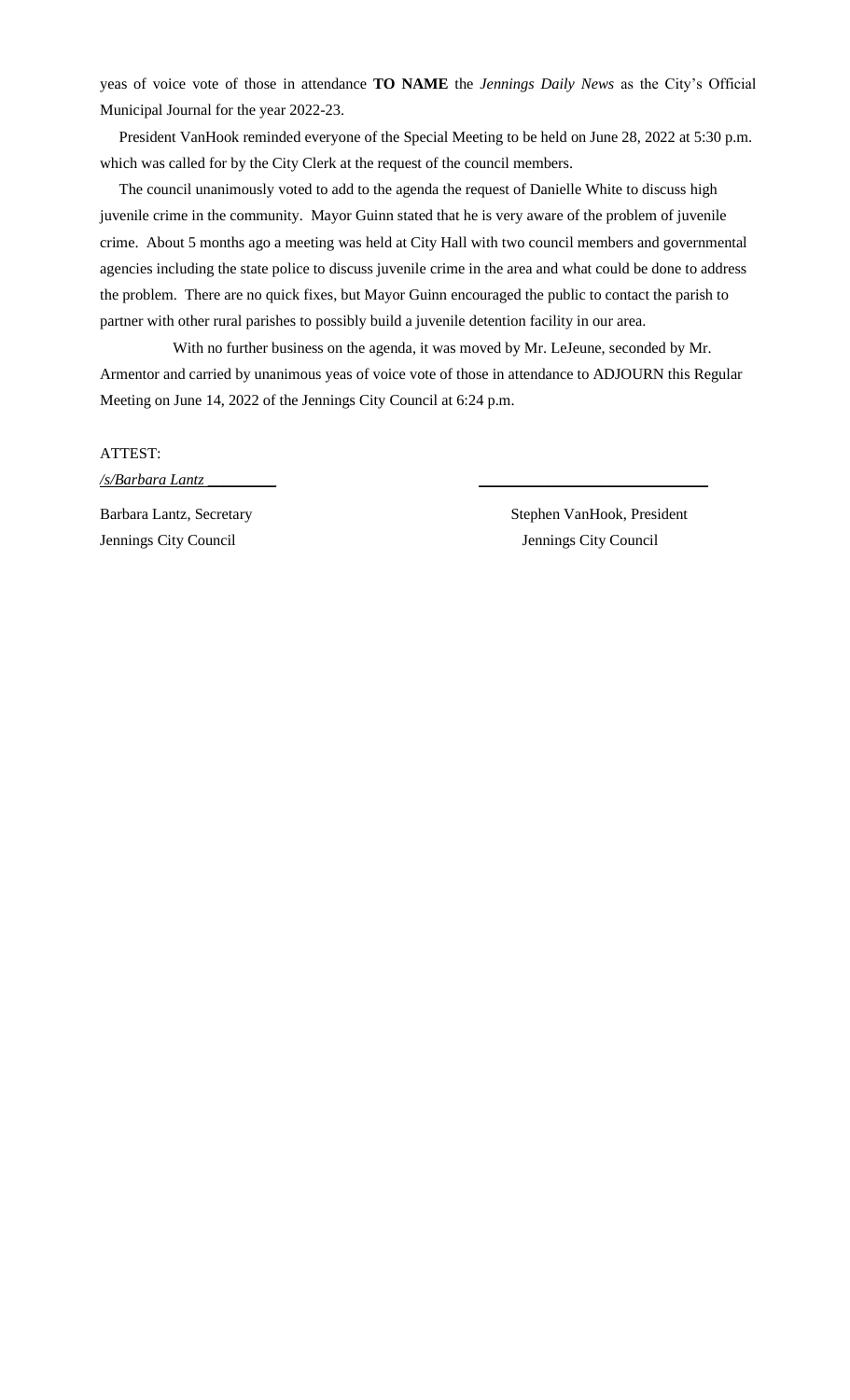yeas of voice vote of those in attendance **TO NAME** the *Jennings Daily News* as the City's Official Municipal Journal for the year 2022-23.

President VanHook reminded everyone of the Special Meeting to be held on June 28, 2022 at 5:30 p.m. which was called for by the City Clerk at the request of the council members.

The council unanimously voted to add to the agenda the request of Danielle White to discuss high juvenile crime in the community. Mayor Guinn stated that he is very aware of the problem of juvenile crime. About 5 months ago a meeting was held at City Hall with two council members and governmental agencies including the state police to discuss juvenile crime in the area and what could be done to address the problem. There are no quick fixes, but Mayor Guinn encouraged the public to contact the parish to partner with other rural parishes to possibly build a juvenile detention facility in our area.

With no further business on the agenda, it was moved by Mr. LeJeune, seconded by Mr. Armentor and carried by unanimous yeas of voice vote of those in attendance to ADJOURN this Regular Meeting on June 14, 2022 of the Jennings City Council at 6:24 p.m.

ATTEST:

*/s/Barbara Lantz* ________ ______________________________

Barbara Lantz, Secretary  
Jennings City Council

Stephen VanHook, President  
Jennings City Council